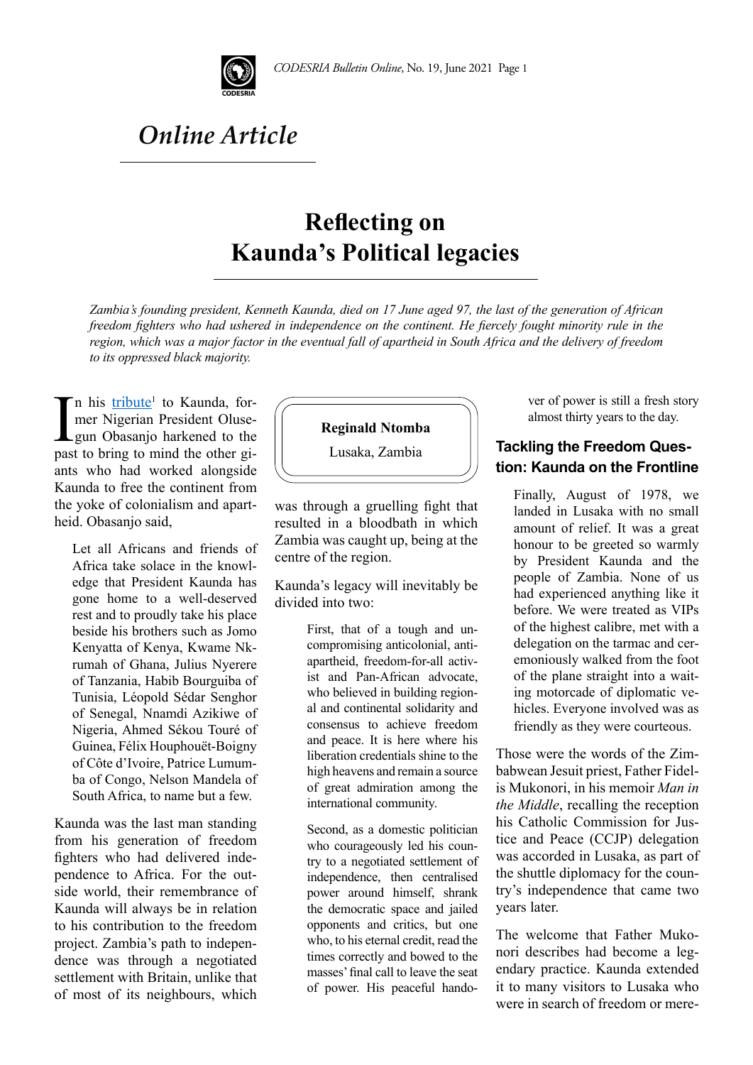*Online Article*

# Reflecting on Kaunda's Political legacies

*Zambia's founding president, Kenneth Kaunda, died on 17 June aged 97, the last of the generation of African freedom fighters who had ushered in independence on the continent. He fiercely fought minority rule in the region, which was a major factor in the eventual fall of apartheid in South Africa and the delivery of freedom to its oppressed black majority.*

**Reginald Ntomba**
Lusaka, Zambia

In his tribute[1] to Kaunda, former Nigerian President Olusegun Obasanjo harkened to the past to bring to mind the other giants who had worked alongside Kaunda to free the continent from the yoke of colonialism and apartheid. Obasanjo said,

> Let all Africans and friends of Africa take solace in the knowledge that President Kaunda has gone home to a well-deserved rest and to proudly take his place beside his brothers such as Jomo Kenyatta of Kenya, Kwame Nkrumah of Ghana, Julius Nyerere of Tanzania, Habib Bourguiba of Tunisia, Léopold Sédar Senghor of Senegal, Nnamdi Azikiwe of Nigeria, Ahmed Sékou Touré of Guinea, Félix Houphouët-Boigny of Côte d'Ivoire, Patrice Lumumba of Congo, Nelson Mandela of South Africa, to name but a few.

Kaunda was the last man standing from his generation of freedom fighters who had delivered independence to Africa. For the outside world, their remembrance of Kaunda will always be in relation to his contribution to the freedom project. Zambia's path to independence was through a negotiated settlement with Britain, unlike that of most of its neighbours, which was through a gruelling fight that resulted in a bloodbath in which Zambia was caught up, being at the centre of the region.

Kaunda's legacy will inevitably be divided into two:

> First, that of a tough and uncompromising anticolonial, anti-apartheid, freedom-for-all activist and Pan-African advocate, who believed in building regional and continental solidarity and consensus to achieve freedom and peace. It is here where his liberation credentials shine to the high heavens and remain a source of great admiration among the international community.
>
> Second, as a domestic politician who courageously led his country to a negotiated settlement of independence, then centralised power around himself, shrank the democratic space and jailed opponents and critics, but one who, to his eternal credit, read the times correctly and bowed to the masses' final call to leave the seat of power. His peaceful handover of power is still a fresh story almost thirty years to the day.

## Tackling the Freedom Question: Kaunda on the Frontline

> Finally, August of 1978, we landed in Lusaka with no small amount of relief. It was a great honour to be greeted so warmly by President Kaunda and the people of Zambia. None of us had experienced anything like it before. We were treated as VIPs of the highest calibre, met with a delegation on the tarmac and ceremoniously walked from the foot of the plane straight into a waiting motorcade of diplomatic vehicles. Everyone involved was as friendly as they were courteous.

Those were the words of the Zimbabwean Jesuit priest, Father Fidelis Mukonori, in his memoir *Man in the Middle*, recalling the reception his Catholic Commission for Justice and Peace (CCJP) delegation was accorded in Lusaka, as part of the shuttle diplomacy for the country's independence that came two years later.

The welcome that Father Mukonori describes had become a legendary practice. Kaunda extended it to many visitors to Lusaka who were in search of freedom or mere-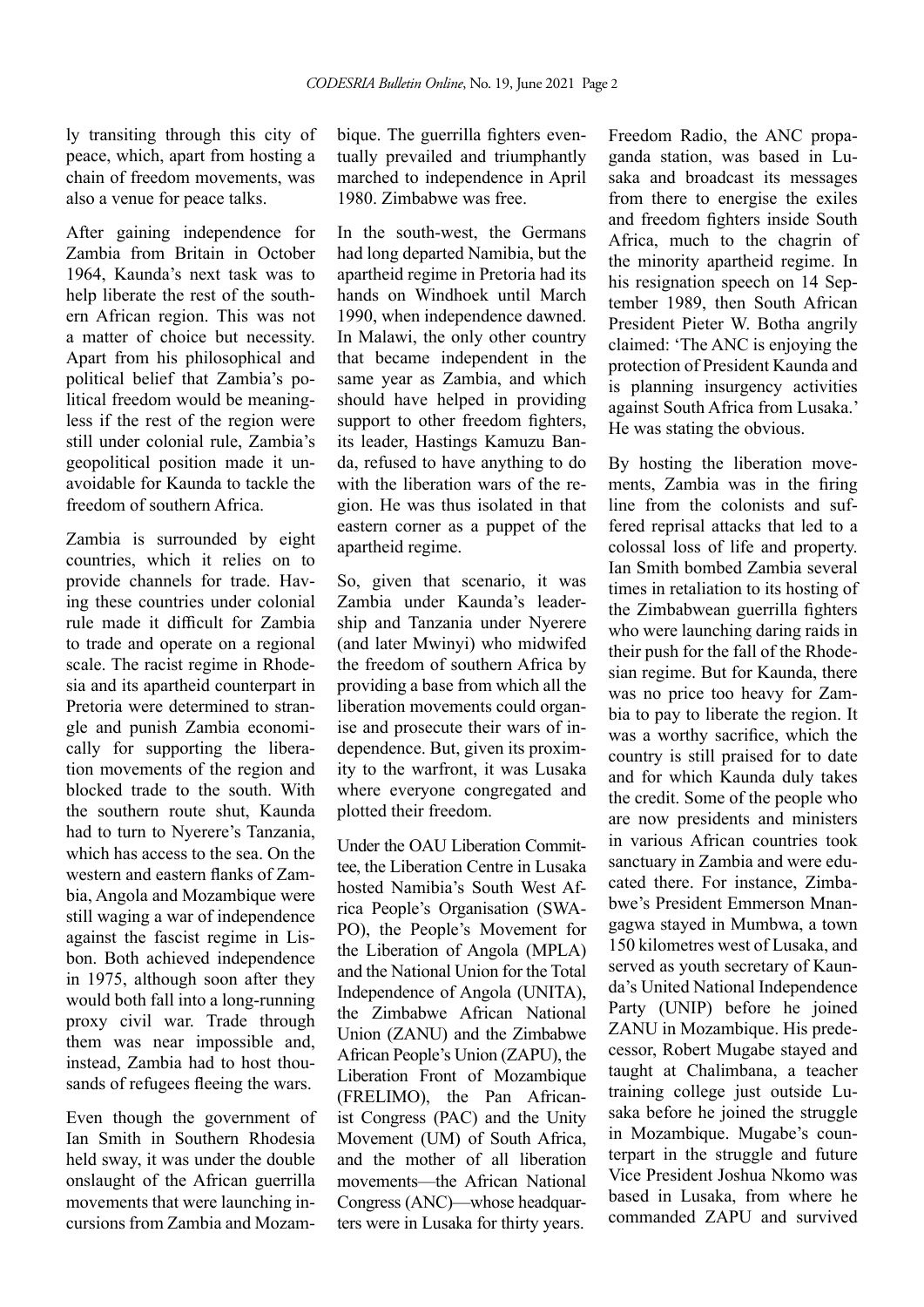ly transiting through this city of peace, which, apart from hosting a chain of freedom movements, was also a venue for peace talks.

After gaining independence for Zambia from Britain in October 1964, Kaunda's next task was to help liberate the rest of the southern African region. This was not a matter of choice but necessity. Apart from his philosophical and political belief that Zambia's political freedom would be meaningless if the rest of the region were still under colonial rule, Zambia's geopolitical position made it unavoidable for Kaunda to tackle the freedom of southern Africa.

Zambia is surrounded by eight countries, which it relies on to provide channels for trade. Having these countries under colonial rule made it difficult for Zambia to trade and operate on a regional scale. The racist regime in Rhodesia and its apartheid counterpart in Pretoria were determined to strangle and punish Zambia economically for supporting the liberation movements of the region and blocked trade to the south. With the southern route shut, Kaunda had to turn to Nyerere's Tanzania, which has access to the sea. On the western and eastern flanks of Zambia, Angola and Mozambique were still waging a war of independence against the fascist regime in Lisbon. Both achieved independence in 1975, although soon after they would both fall into a long-running proxy civil war. Trade through them was near impossible and, instead, Zambia had to host thousands of refugees fleeing the wars.

Even though the government of Ian Smith in Southern Rhodesia held sway, it was under the double onslaught of the African guerrilla movements that were launching incursions from Zambia and Mozambique. The guerrilla fighters eventually prevailed and triumphantly marched to independence in April 1980. Zimbabwe was free.

In the south-west, the Germans had long departed Namibia, but the apartheid regime in Pretoria had its hands on Windhoek until March 1990, when independence dawned. In Malawi, the only other country that became independent in the same year as Zambia, and which should have helped in providing support to other freedom fighters, its leader, Hastings Kamuzu Banda, refused to have anything to do with the liberation wars of the region. He was thus isolated in that eastern corner as a puppet of the apartheid regime.

So, given that scenario, it was Zambia under Kaunda's leadership and Tanzania under Nyerere (and later Mwinyi) who midwifed the freedom of southern Africa by providing a base from which all the liberation movements could organise and prosecute their wars of independence. But, given its proximity to the warfront, it was Lusaka where everyone congregated and plotted their freedom.

Under the OAU Liberation Committee, the Liberation Centre in Lusaka hosted Namibia's South West Africa People's Organisation (SWAPO), the People's Movement for the Liberation of Angola (MPLA) and the National Union for the Total Independence of Angola (UNITA), the Zimbabwe African National Union (ZANU) and the Zimbabwe African People's Union (ZAPU), the Liberation Front of Mozambique (FRELIMO), the Pan Africanist Congress (PAC) and the Unity Movement (UM) of South Africa, and the mother of all liberation movements—the African National Congress (ANC)—whose headquarters were in Lusaka for thirty years. Freedom Radio, the ANC propaganda station, was based in Lusaka and broadcast its messages from there to energise the exiles and freedom fighters inside South Africa, much to the chagrin of the minority apartheid regime. In his resignation speech on 14 September 1989, then South African President Pieter W. Botha angrily claimed: 'The ANC is enjoying the protection of President Kaunda and is planning insurgency activities against South Africa from Lusaka.' He was stating the obvious.

By hosting the liberation movements, Zambia was in the firing line from the colonists and suffered reprisal attacks that led to a colossal loss of life and property. Ian Smith bombed Zambia several times in retaliation to its hosting of the Zimbabwean guerrilla fighters who were launching daring raids in their push for the fall of the Rhodesian regime. But for Kaunda, there was no price too heavy for Zambia to pay to liberate the region. It was a worthy sacrifice, which the country is still praised for to date and for which Kaunda duly takes the credit. Some of the people who are now presidents and ministers in various African countries took sanctuary in Zambia and were educated there. For instance, Zimbabwe's President Emmerson Mnangagwa stayed in Mumbwa, a town 150 kilometres west of Lusaka, and served as youth secretary of Kaunda's United National Independence Party (UNIP) before he joined ZANU in Mozambique. His predecessor, Robert Mugabe stayed and taught at Chalimbana, a teacher training college just outside Lusaka before he joined the struggle in Mozambique. Mugabe's counterpart in the struggle and future Vice President Joshua Nkomo was based in Lusaka, from where he commanded ZAPU and survived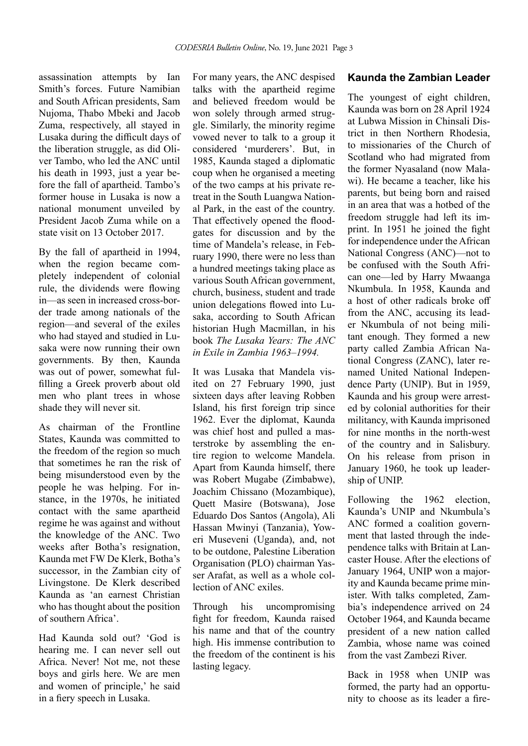assassination attempts by Ian Smith's forces. Future Namibian and South African presidents, Sam Nujoma, Thabo Mbeki and Jacob Zuma, respectively, all stayed in Lusaka during the difficult days of the liberation struggle, as did Oliver Tambo, who led the ANC until his death in 1993, just a year before the fall of apartheid. Tambo's former house in Lusaka is now a national monument unveiled by President Jacob Zuma while on a state visit on 13 October 2017.

By the fall of apartheid in 1994, when the region became completely independent of colonial rule, the dividends were flowing in—as seen in increased cross-border trade among nationals of the region—and several of the exiles who had stayed and studied in Lusaka were now running their own governments. By then, Kaunda was out of power, somewhat fulfilling a Greek proverb about old men who plant trees in whose shade they will never sit.

As chairman of the Frontline States, Kaunda was committed to the freedom of the region so much that sometimes he ran the risk of being misunderstood even by the people he was helping. For instance, in the 1970s, he initiated contact with the same apartheid regime he was against and without the knowledge of the ANC. Two weeks after Botha's resignation, Kaunda met FW De Klerk, Botha's successor, in the Zambian city of Livingstone. De Klerk described Kaunda as 'an earnest Christian who has thought about the position of southern Africa'.

Had Kaunda sold out? 'God is hearing me. I can never sell out Africa. Never! Not me, not these boys and girls here. We are men and women of principle,' he said in a fiery speech in Lusaka.

For many years, the ANC despised talks with the apartheid regime and believed freedom would be won solely through armed struggle. Similarly, the minority regime vowed never to talk to a group it considered 'murderers'. But, in 1985, Kaunda staged a diplomatic coup when he organised a meeting of the two camps at his private retreat in the South Luangwa National Park, in the east of the country. That effectively opened the floodgates for discussion and by the time of Mandela's release, in February 1990, there were no less than a hundred meetings taking place as various South African government, church, business, student and trade union delegations flowed into Lusaka, according to South African historian Hugh Macmillan, in his book *The Lusaka Years: The ANC in Exile in Zambia 1963–1994.*

It was Lusaka that Mandela visited on 27 February 1990, just sixteen days after leaving Robben Island, his first foreign trip since 1962. Ever the diplomat, Kaunda was chief host and pulled a masterstroke by assembling the entire region to welcome Mandela. Apart from Kaunda himself, there was Robert Mugabe (Zimbabwe), Joachim Chissano (Mozambique), Quett Masire (Botswana), Jose Eduardo Dos Santos (Angola), Ali Hassan Mwinyi (Tanzania), Yoweri Museveni (Uganda), and, not to be outdone, Palestine Liberation Organisation (PLO) chairman Yasser Arafat, as well as a whole collection of ANC exiles.

Through his uncompromising fight for freedom, Kaunda raised his name and that of the country high. His immense contribution to the freedom of the continent is his lasting legacy.

## Kaunda the Zambian Leader

The youngest of eight children, Kaunda was born on 28 April 1924 at Lubwa Mission in Chinsali District in then Northern Rhodesia, to missionaries of the Church of Scotland who had migrated from the former Nyasaland (now Malawi). He became a teacher, like his parents, but being born and raised in an area that was a hotbed of the freedom struggle had left its imprint. In 1951 he joined the fight for independence under the African National Congress (ANC)—not to be confused with the South African one—led by Harry Mwaanga Nkumbula. In 1958, Kaunda and a host of other radicals broke off from the ANC, accusing its leader Nkumbula of not being militant enough. They formed a new party called Zambia African National Congress (ZANC), later renamed United National Independence Party (UNIP). But in 1959, Kaunda and his group were arrested by colonial authorities for their militancy, with Kaunda imprisoned for nine months in the north-west of the country and in Salisbury. On his release from prison in January 1960, he took up leadership of UNIP.

Following the 1962 election, Kaunda's UNIP and Nkumbula's ANC formed a coalition government that lasted through the independence talks with Britain at Lancaster House. After the elections of January 1964, UNIP won a majority and Kaunda became prime minister. With talks completed, Zambia's independence arrived on 24 October 1964, and Kaunda became president of a new nation called Zambia, whose name was coined from the vast Zambezi River.

Back in 1958 when UNIP was formed, the party had an opportunity to choose as its leader a fire-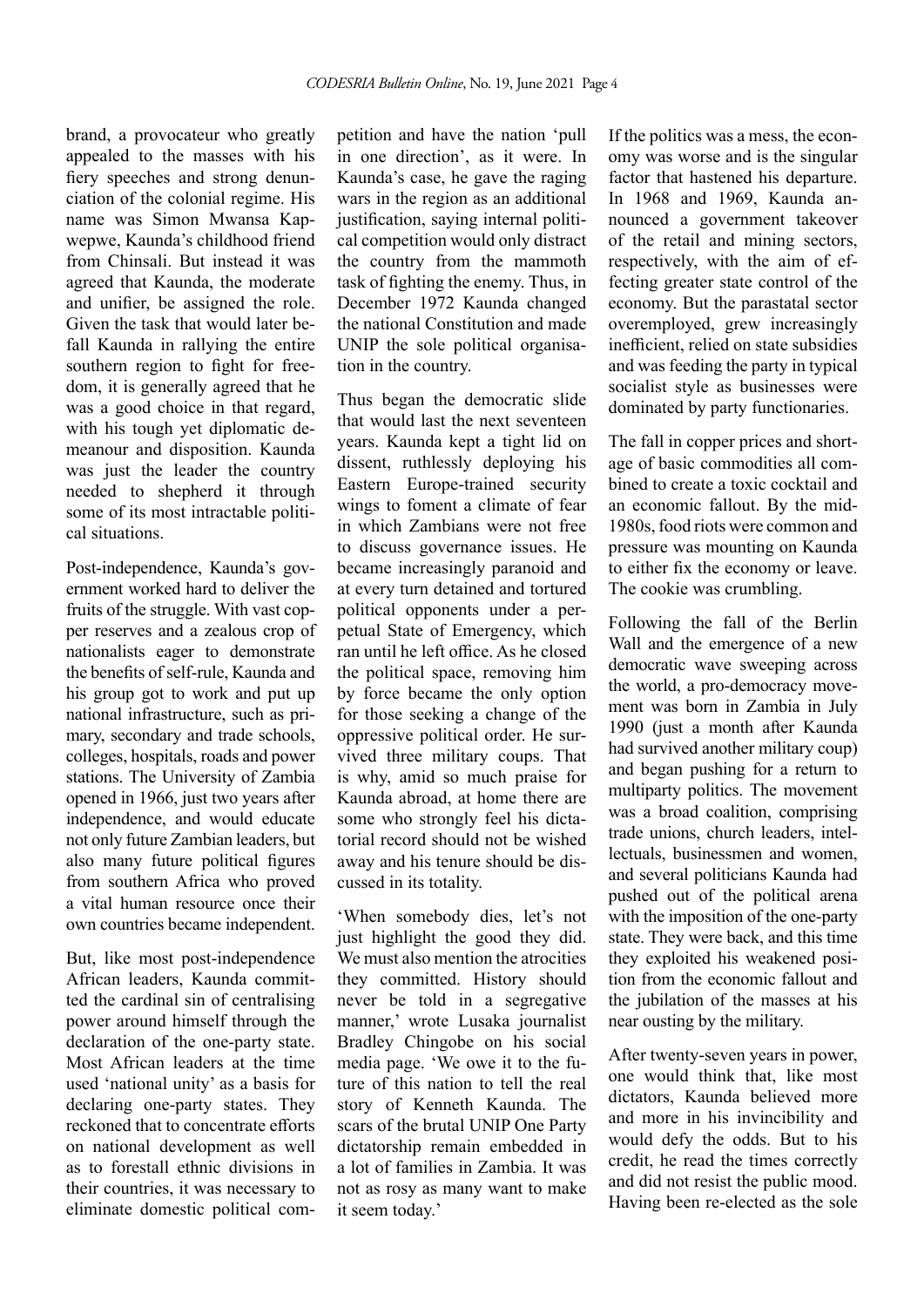brand, a provocateur who greatly appealed to the masses with his fiery speeches and strong denunciation of the colonial regime. His name was Simon Mwansa Kapwepwe, Kaunda's childhood friend from Chinsali. But instead it was agreed that Kaunda, the moderate and unifier, be assigned the role. Given the task that would later befall Kaunda in rallying the entire southern region to fight for freedom, it is generally agreed that he was a good choice in that regard, with his tough yet diplomatic demeanour and disposition. Kaunda was just the leader the country needed to shepherd it through some of its most intractable political situations.

Post-independence, Kaunda's government worked hard to deliver the fruits of the struggle. With vast copper reserves and a zealous crop of nationalists eager to demonstrate the benefits of self-rule, Kaunda and his group got to work and put up national infrastructure, such as primary, secondary and trade schools, colleges, hospitals, roads and power stations. The University of Zambia opened in 1966, just two years after independence, and would educate not only future Zambian leaders, but also many future political figures from southern Africa who proved a vital human resource once their own countries became independent.

But, like most post-independence African leaders, Kaunda committed the cardinal sin of centralising power around himself through the declaration of the one-party state. Most African leaders at the time used 'national unity' as a basis for declaring one-party states. They reckoned that to concentrate efforts on national development as well as to forestall ethnic divisions in their countries, it was necessary to eliminate domestic political competition and have the nation 'pull in one direction', as it were. In Kaunda's case, he gave the raging wars in the region as an additional justification, saying internal political competition would only distract the country from the mammoth task of fighting the enemy. Thus, in December 1972 Kaunda changed the national Constitution and made UNIP the sole political organisation in the country.

Thus began the democratic slide that would last the next seventeen years. Kaunda kept a tight lid on dissent, ruthlessly deploying his Eastern Europe-trained security wings to foment a climate of fear in which Zambians were not free to discuss governance issues. He became increasingly paranoid and at every turn detained and tortured political opponents under a perpetual State of Emergency, which ran until he left office. As he closed the political space, removing him by force became the only option for those seeking a change of the oppressive political order. He survived three military coups. That is why, amid so much praise for Kaunda abroad, at home there are some who strongly feel his dictatorial record should not be wished away and his tenure should be discussed in its totality.

'When somebody dies, let's not just highlight the good they did. We must also mention the atrocities they committed. History should never be told in a segregative manner,' wrote Lusaka journalist Bradley Chingobe on his social media page. 'We owe it to the future of this nation to tell the real story of Kenneth Kaunda. The scars of the brutal UNIP One Party dictatorship remain embedded in a lot of families in Zambia. It was not as rosy as many want to make it seem today.'

If the politics was a mess, the economy was worse and is the singular factor that hastened his departure. In 1968 and 1969, Kaunda announced a government takeover of the retail and mining sectors, respectively, with the aim of effecting greater state control of the economy. But the parastatal sector overemployed, grew increasingly inefficient, relied on state subsidies and was feeding the party in typical socialist style as businesses were dominated by party functionaries.

The fall in copper prices and shortage of basic commodities all combined to create a toxic cocktail and an economic fallout. By the mid-1980s, food riots were common and pressure was mounting on Kaunda to either fix the economy or leave. The cookie was crumbling.

Following the fall of the Berlin Wall and the emergence of a new democratic wave sweeping across the world, a pro-democracy movement was born in Zambia in July 1990 (just a month after Kaunda had survived another military coup) and began pushing for a return to multiparty politics. The movement was a broad coalition, comprising trade unions, church leaders, intellectuals, businessmen and women, and several politicians Kaunda had pushed out of the political arena with the imposition of the one-party state. They were back, and this time they exploited his weakened position from the economic fallout and the jubilation of the masses at his near ousting by the military.

After twenty-seven years in power, one would think that, like most dictators, Kaunda believed more and more in his invincibility and would defy the odds. But to his credit, he read the times correctly and did not resist the public mood. Having been re-elected as the sole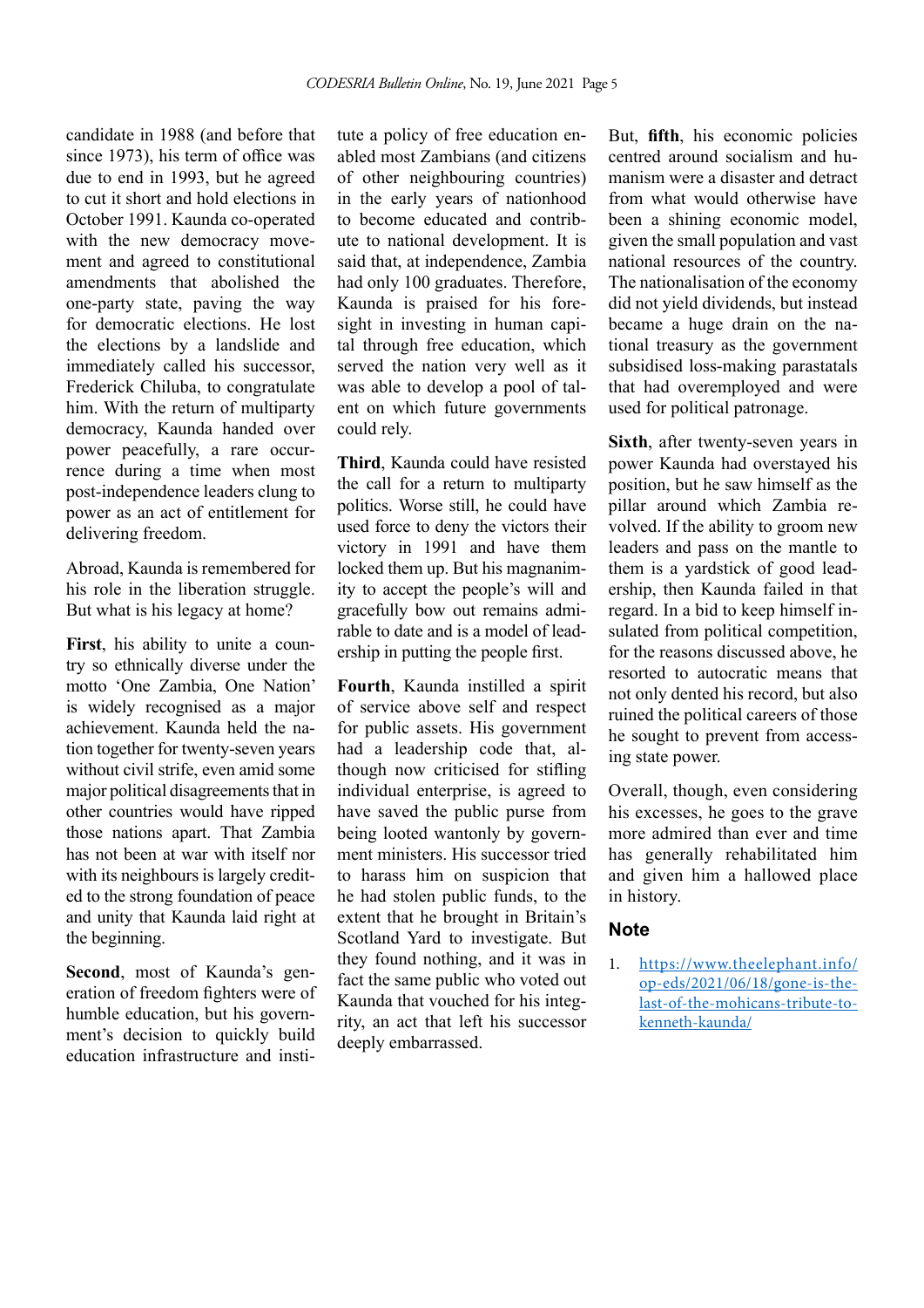candidate in 1988 (and before that since 1973), his term of office was due to end in 1993, but he agreed to cut it short and hold elections in October 1991. Kaunda co-operated with the new democracy movement and agreed to constitutional amendments that abolished the one-party state, paving the way for democratic elections. He lost the elections by a landslide and immediately called his successor, Frederick Chiluba, to congratulate him. With the return of multiparty democracy, Kaunda handed over power peacefully, a rare occurrence during a time when most post-independence leaders clung to power as an act of entitlement for delivering freedom.

Abroad, Kaunda is remembered for his role in the liberation struggle. But what is his legacy at home?

**First**, his ability to unite a country so ethnically diverse under the motto 'One Zambia, One Nation' is widely recognised as a major achievement. Kaunda held the nation together for twenty-seven years without civil strife, even amid some major political disagreements that in other countries would have ripped those nations apart. That Zambia has not been at war with itself nor with its neighbours is largely credited to the strong foundation of peace and unity that Kaunda laid right at the beginning.

**Second**, most of Kaunda's generation of freedom fighters were of humble education, but his government's decision to quickly build education infrastructure and institute a policy of free education enabled most Zambians (and citizens of other neighbouring countries) in the early years of nationhood to become educated and contribute to national development. It is said that, at independence, Zambia had only 100 graduates. Therefore, Kaunda is praised for his foresight in investing in human capital through free education, which served the nation very well as it was able to develop a pool of talent on which future governments could rely.

**Third**, Kaunda could have resisted the call for a return to multiparty politics. Worse still, he could have used force to deny the victors their victory in 1991 and have them locked them up. But his magnanimity to accept the people's will and gracefully bow out remains admirable to date and is a model of leadership in putting the people first.

**Fourth**, Kaunda instilled a spirit of service above self and respect for public assets. His government had a leadership code that, although now criticised for stifling individual enterprise, is agreed to have saved the public purse from being looted wantonly by government ministers. His successor tried to harass him on suspicion that he had stolen public funds, to the extent that he brought in Britain's Scotland Yard to investigate. But they found nothing, and it was in fact the same public who voted out Kaunda that vouched for his integrity, an act that left his successor deeply embarrassed.

But, **fifth**, his economic policies centred around socialism and humanism were a disaster and detract from what would otherwise have been a shining economic model, given the small population and vast national resources of the country. The nationalisation of the economy did not yield dividends, but instead became a huge drain on the national treasury as the government subsidised loss-making parastatals that had overemployed and were used for political patronage.

**Sixth**, after twenty-seven years in power Kaunda had overstayed his position, but he saw himself as the pillar around which Zambia revolved. If the ability to groom new leaders and pass on the mantle to them is a yardstick of good leadership, then Kaunda failed in that regard. In a bid to keep himself insulated from political competition, for the reasons discussed above, he resorted to autocratic means that not only dented his record, but also ruined the political careers of those he sought to prevent from accessing state power.

Overall, though, even considering his excesses, he goes to the grave more admired than ever and time has generally rehabilitated him and given him a hallowed place in history.

## Note

1. https://www.theelephant.info/op-eds/2021/06/18/gone-is-the-last-of-the-mohicans-tribute-to-kenneth-kaunda/